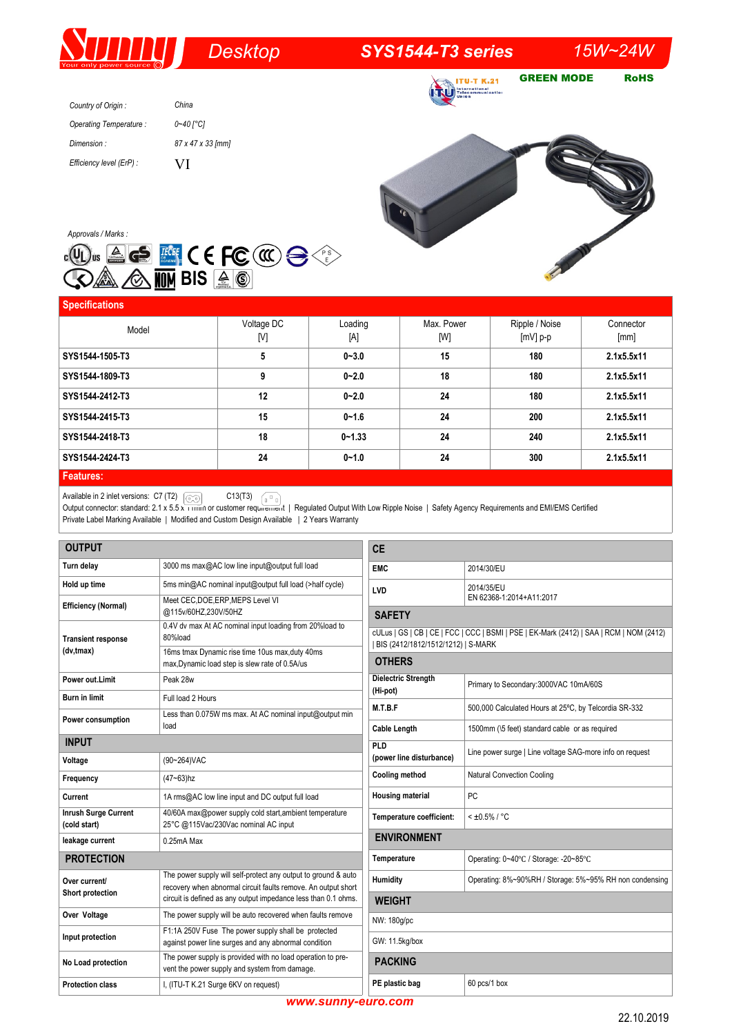# Sunny — Desktop — SYS1544-T3 series — 15W~24W

Your only power source

ITU-T K.21 | GREEN MODE | RoHS

*Country of Origin :* China

*Operating Temperature :* 0~40 [°C]

*Dimension :* 87 x 47 x 33 [mm]

*Efficiency level (ErP) :* VI

*Approvals / Marks :*

## Specifications

| Model | Voltage DC [V] | Loading [A] | Max. Power [W] | Ripple / Noise [mV] p-p | Connector [mm] |
|---|---|---|---|---|---|
| SYS1544-1505-T3 | 5 | 0~3.0 | 15 | 180 | 2.1x5.5x11 |
| SYS1544-1809-T3 | 9 | 0~2.0 | 18 | 180 | 2.1x5.5x11 |
| SYS1544-2412-T3 | 12 | 0~2.0 | 24 | 180 | 2.1x5.5x11 |
| SYS1544-2415-T3 | 15 | 0~1.6 | 24 | 200 | 2.1x5.5x11 |
| SYS1544-2418-T3 | 18 | 0~1.33 | 24 | 240 | 2.1x5.5x11 |
| SYS1544-2424-T3 | 24 | 0~1.0 | 24 | 300 | 2.1x5.5x11 |

## Features:

Available in 2 inlet versions: C7 (T2) C13(T3)
Output connector: standard: 2.1 x 5.5 x 11mm or customer requirement | Regulated Output With Low Ripple Noise | Safety Agency Requirements and EMI/EMS Certified
Private Label Marking Available | Modified and Custom Design Available | 2 Years Warranty

| OUTPUT | |
|---|---|
| Turn delay | 3000 ms max@AC low line input@output full load |
| Hold up time | 5ms min@AC nominal input@output full load (>half cycle) |
| Efficiency (Normal) | Meet CEC,DOE,ERP,MEPS Level VI @115v/60HZ,230V/50HZ |
| Transient response (dv,tmax) | 0.4V dv max At AC nominal input loading from 20%load to 80%load |
| | 16ms tmax Dynamic rise time 10us max,duty 40ms max,Dynamic load step is slew rate of 0.5A/us |
| Power out.Limit | Peak 28w |
| Burn in limit | Full load 2 Hours |
| Power consumption | Less than 0.075W ms max. At AC nominal input@output min load |
| **INPUT** | |
| Voltage | (90~264)VAC |
| Frequency | (47~63)hz |
| Current | 1A rms@AC low line input and DC output full load |
| Inrush Surge Current (cold start) | 40/60A max@power supply cold start,ambient temperature 25°C @115Vac/230Vac nominal AC input |
| leakage current | 0.25mA Max |
| **PROTECTION** | |
| Over current/ Short protection | The power supply will self-protect any output to ground & auto recovery when abnormal circuit faults remove. An output short circuit is defined as any output impedance less than 0.1 ohms. |
| Over Voltage | The power supply will be auto recovered when faults remove |
| Input protection | F1:1A 250V Fuse The power supply shall be protected against power line surges and any abnormal condition |
| No Load protection | The power supply is provided with no load operation to prevent the power supply and system from damage. |
| Protection class | I, (ITU-T K.21 Surge 6KV on request) |

| CE | |
|---|---|
| EMC | 2014/30/EU |
| LVD | 2014/35/EU<br>EN 62368-1:2014+A11:2017 |
| **SAFETY** | |
| cULus \| GS \| CB \| CE \| FCC \| CCC \| BSMI \| PSE \| EK-Mark (2412) \| SAA \| RCM \| NOM (2412) \| BIS (2412/1812/1512/1212) \| S-MARK | |
| **OTHERS** | |
| Dielectric Strength (Hi-pot) | Primary to Secondary:3000VAC 10mA/60S |
| M.T.B.F | 500,000 Calculated Hours at 25°C, by Telcordia SR-332 |
| Cable Length | 1500mm (\5 feet) standard cable or as required |
| PLD (power line disturbance) | Line power surge \| Line voltage SAG-more info on request |
| Cooling method | Natural Convection Cooling |
| Housing material | PC |
| Temperature coefficient: | < ±0.5% / °C |
| **ENVIRONMENT** | |
| Temperature | Operating: 0~40°C / Storage: -20~85°C |
| Humidity | Operating: 8%~90%RH / Storage: 5%~95% RH non condensing |
| **WEIGHT** | |
| NW: 180g/pc | |
| GW: 11.5kg/box | |
| **PACKING** | |
| PE plastic bag | 60 pcs/1 box |

www.sunny-euro.com

22.10.2019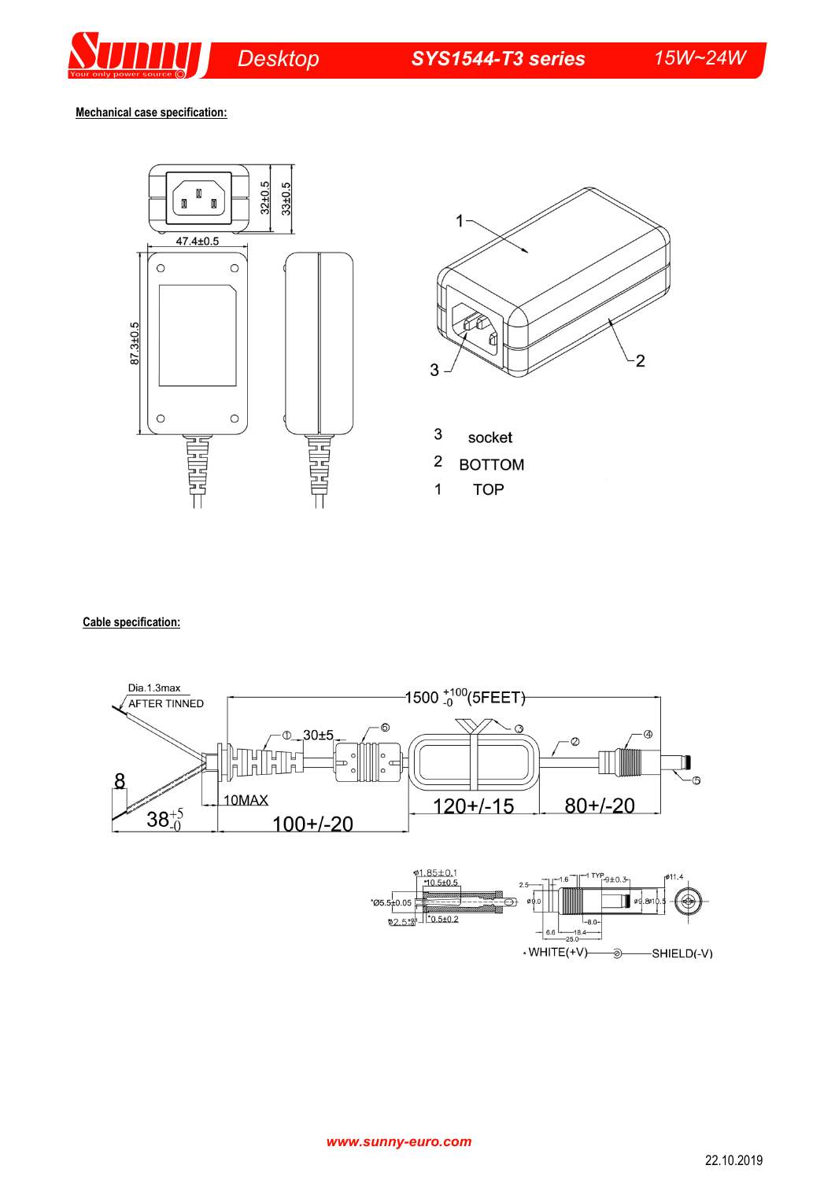**Mechanical case specification:**

47.4±0.5

32±0.5

33±0.5

87.3±0.5

1

2

3

| | |
|---|---|
| 3 | socket |
| 2 | BOTTOM |
| 1 | TOP |

**Cable specification:**

Dia.1.3max
AFTER TINNED

1500 $^{+100}_{-0}$(5FEET)

① 30±5

⑥

③

②

④

⑤

8

10MAX

$38^{+5}_{-0}$

100+/-20

120+/-15

80+/-20

ø1.85±0.1
10.5±0.5
*Ø5.5±0.05
ø2.5
*0.5±0.2

2.5
1.6
1 TYP
9±0.3
ø11.4
ø9.0
ø9.8
ø10.5
8.0
6.6
18.4
25.0

* WHITE(+V) ⊙ SHIELD(-V)

www.sunny-euro.com

22.10.2019